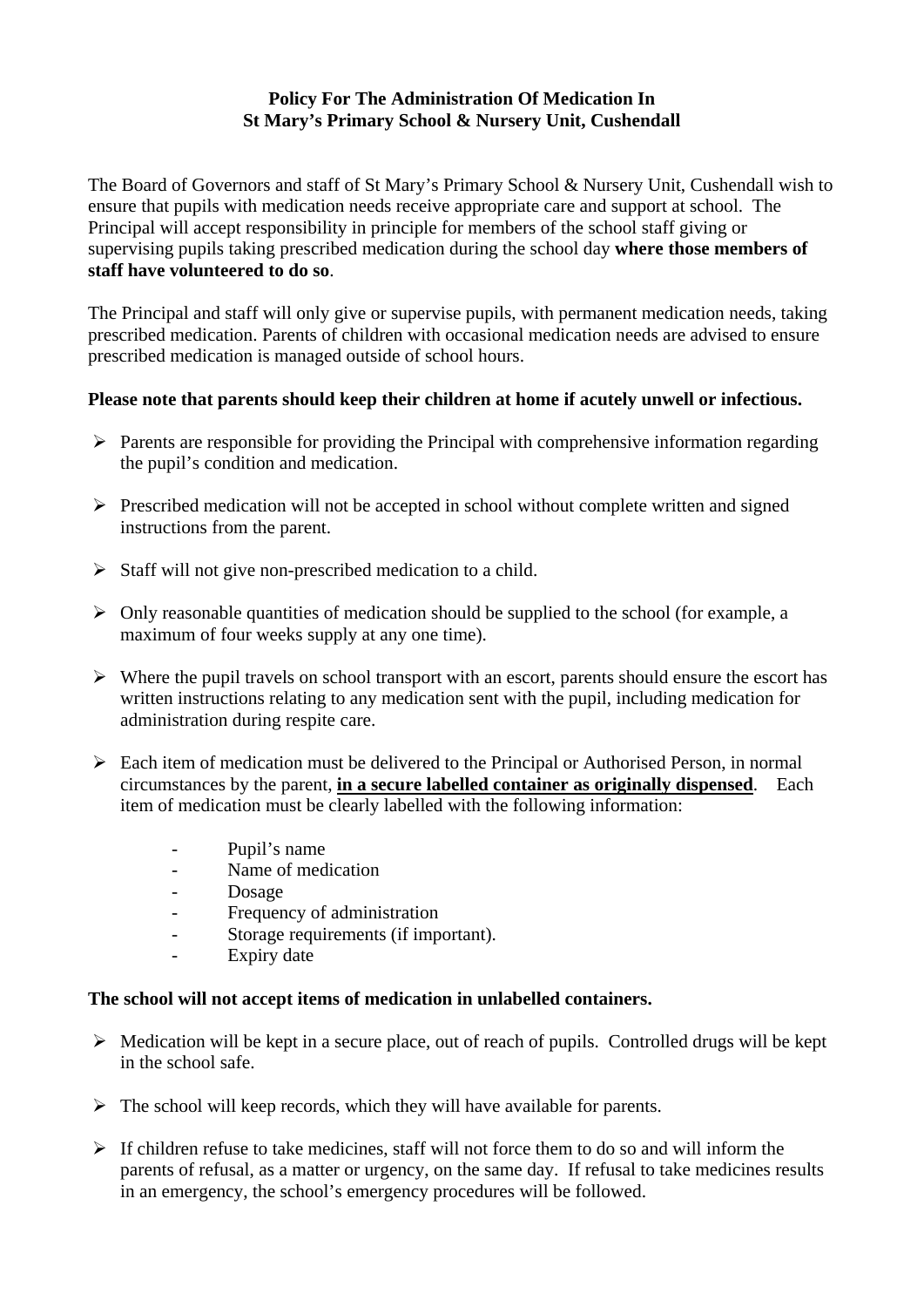# Policy For The Administration Of Medication In St Mary's Primary School & Nursery Unit, Cushendall

The Board of Governors and staff of St Mary's Primary School & Nursery Unit, Cushendall wish to ensure that pupils with medication needs receive appropriate care and support at school. The Principal will accept responsibility in principle for members of the school staff giving or supervising pupils taking prescribed medication during the school day **where those members of staff have volunteered to do so**.

The Principal and staff will only give or supervise pupils, with permanent medication needs, taking prescribed medication. Parents of children with occasional medication needs are advised to ensure prescribed medication is managed outside of school hours.

**Please note that parents should keep their children at home if acutely unwell or infectious.**

- Parents are responsible for providing the Principal with comprehensive information regarding the pupil's condition and medication.
- Prescribed medication will not be accepted in school without complete written and signed instructions from the parent.
- Staff will not give non-prescribed medication to a child.
- Only reasonable quantities of medication should be supplied to the school (for example, a maximum of four weeks supply at any one time).
- Where the pupil travels on school transport with an escort, parents should ensure the escort has written instructions relating to any medication sent with the pupil, including medication for administration during respite care.
- Each item of medication must be delivered to the Principal or Authorised Person, in normal circumstances by the parent, <u>**in a secure labelled container as originally dispensed**</u>. Each item of medication must be clearly labelled with the following information:
    - Pupil's name
    - Name of medication
    - Dosage
    - Frequency of administration
    - Storage requirements (if important).
    - Expiry date

**The school will not accept items of medication in unlabelled containers.**

- Medication will be kept in a secure place, out of reach of pupils. Controlled drugs will be kept in the school safe.
- The school will keep records, which they will have available for parents.
- If children refuse to take medicines, staff will not force them to do so and will inform the parents of refusal, as a matter or urgency, on the same day. If refusal to take medicines results in an emergency, the school's emergency procedures will be followed.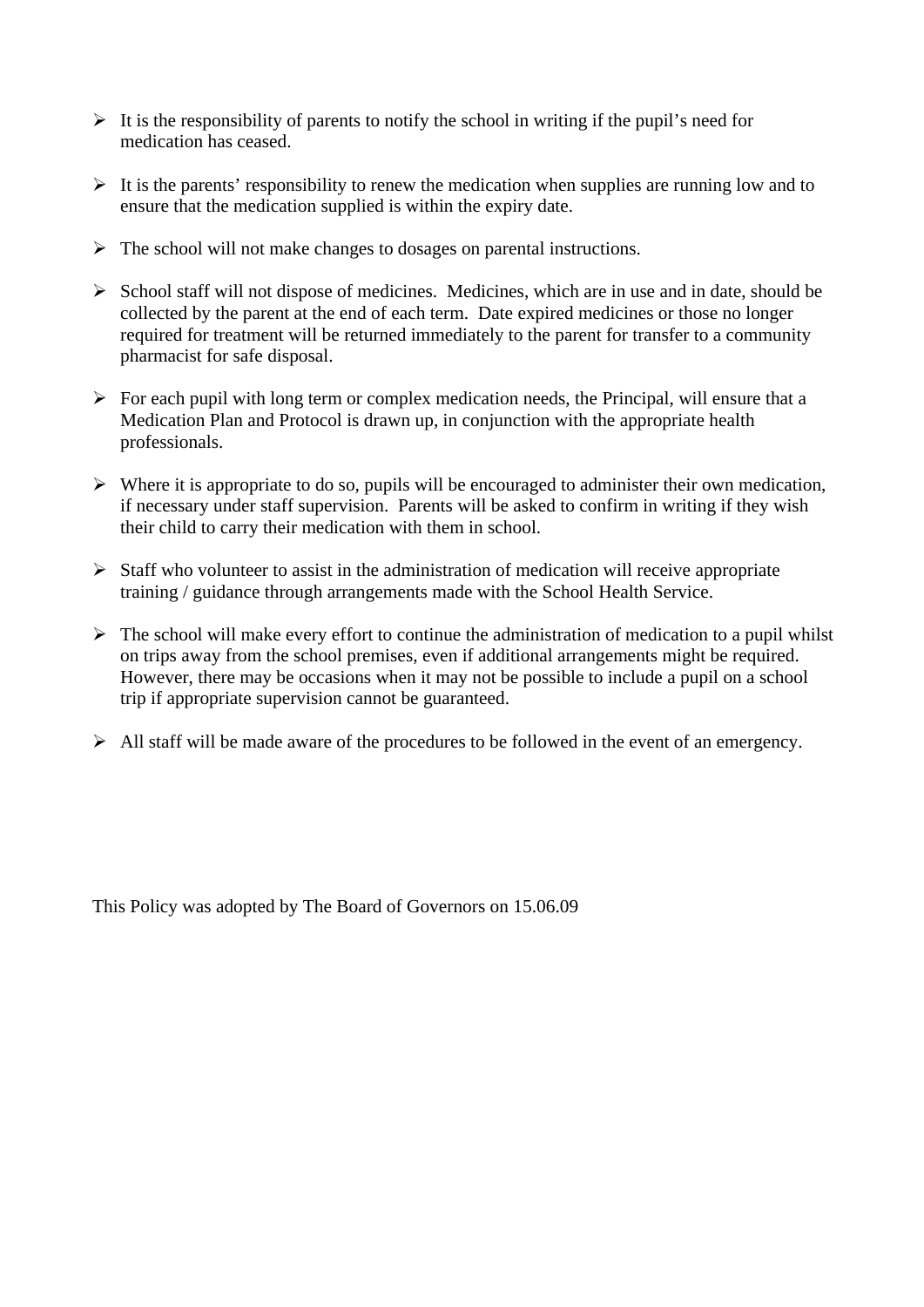- It is the responsibility of parents to notify the school in writing if the pupil's need for medication has ceased.

- It is the parents' responsibility to renew the medication when supplies are running low and to ensure that the medication supplied is within the expiry date.

- The school will not make changes to dosages on parental instructions.

- School staff will not dispose of medicines. Medicines, which are in use and in date, should be collected by the parent at the end of each term. Date expired medicines or those no longer required for treatment will be returned immediately to the parent for transfer to a community pharmacist for safe disposal.

- For each pupil with long term or complex medication needs, the Principal, will ensure that a Medication Plan and Protocol is drawn up, in conjunction with the appropriate health professionals.

- Where it is appropriate to do so, pupils will be encouraged to administer their own medication, if necessary under staff supervision. Parents will be asked to confirm in writing if they wish their child to carry their medication with them in school.

- Staff who volunteer to assist in the administration of medication will receive appropriate training / guidance through arrangements made with the School Health Service.

- The school will make every effort to continue the administration of medication to a pupil whilst on trips away from the school premises, even if additional arrangements might be required. However, there may be occasions when it may not be possible to include a pupil on a school trip if appropriate supervision cannot be guaranteed.

- All staff will be made aware of the procedures to be followed in the event of an emergency.

This Policy was adopted by The Board of Governors on 15.06.09